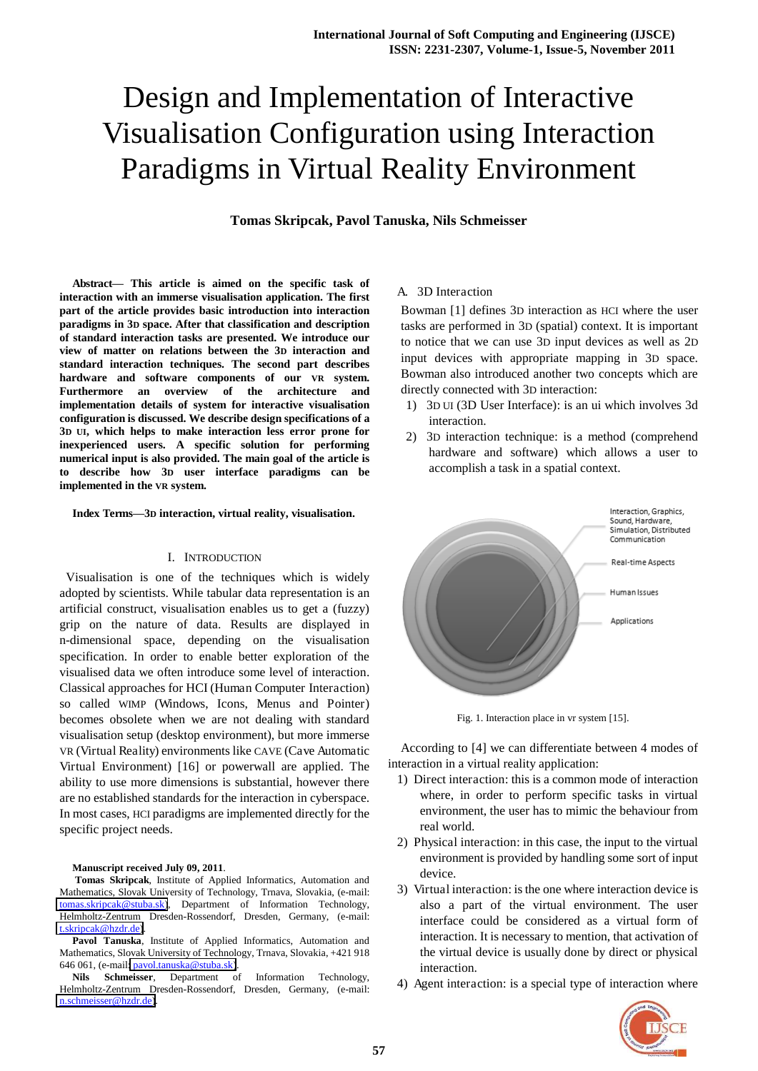# Design and Implementation of Interactive Visualisation Configuration using Interaction Paradigms in Virtual Reality Environment

**Tomas Skripcak, Pavol Tanuska, Nils Schmeisser**

***Abstract***— **This article is aimed on the specific task of interaction with an immerse visualisation application. The first part of the article provides basic introduction into interaction paradigms in 3D space. After that classification and description of standard interaction tasks are presented. We introduce our view of matter on relations between the 3D interaction and standard interaction techniques. The second part describes hardware and software components of our VR system. Furthermore an overview of the architecture and implementation details of system for interactive visualisation configuration is discussed. We describe design specifications of a 3D UI, which helps to make interaction less error prone for inexperienced users. A specific solution for performing numerical input is also provided. The main goal of the article is to describe how 3D user interface paradigms can be implemented in the VR system.**

***Index Terms***—**3D interaction, virtual reality, visualisation.**

## I. INTRODUCTION

Visualisation is one of the techniques which is widely adopted by scientists. While tabular data representation is an artificial construct, visualisation enables us to get a (fuzzy) grip on the nature of data. Results are displayed in n-dimensional space, depending on the visualisation specification. In order to enable better exploration of the visualised data we often introduce some level of interaction. Classical approaches for HCI (Human Computer Interaction) so called WIMP (Windows, Icons, Menus and Pointer) becomes obsolete when we are not dealing with standard visualisation setup (desktop environment), but more immerse VR (Virtual Reality) environments like CAVE (Cave Automatic Virtual Environment) [16] or powerwall are applied. The ability to use more dimensions is substantial, however there are no established standards for the interaction in cyberspace. In most cases, HCI paradigms are implemented directly for the specific project needs.

**Manuscript received July 09, 2011**.

**Tomas Skripcak**, Institute of Applied Informatics, Automation and Mathematics, Slovak University of Technology, Trnava, Slovakia, (e-mail: tomas.skripcak@stuba.sk), Department of Information Technology, Helmholtz-Zentrum Dresden-Rossendorf, Dresden, Germany, (e-mail: t.skripcak@hzdr.de).

**Pavol Tanuska**, Institute of Applied Informatics, Automation and Mathematics, Slovak University of Technology, Trnava, Slovakia, +421 918 646 061, (e-mail: pavol.tanuska@stuba.sk).

**Nils Schmeisser**, Department of Information Technology, Helmholtz-Zentrum Dresden-Rossendorf, Dresden, Germany, (e-mail: n.schmeisser@hzdr.de).

### A. 3D Interaction

Bowman [1] defines 3D interaction as HCI where the user tasks are performed in 3D (spatial) context. It is important to notice that we can use 3D input devices as well as 2D input devices with appropriate mapping in 3D space. Bowman also introduced another two concepts which are directly connected with 3D interaction:

1) 3D UI (3D User Interface): is an ui which involves 3d interaction.
2) 3D interaction technique: is a method (comprehend hardware and software) which allows a user to accomplish a task in a spatial context.

Interaction, Graphics, Sound, Hardware, Simulation, Distributed Communication

Real-time Aspects

Human Issues

Applications

Fig. 1. Interaction place in vr system [15].

According to [4] we can differentiate between 4 modes of interaction in a virtual reality application:

1) Direct interaction: this is a common mode of interaction where, in order to perform specific tasks in virtual environment, the user has to mimic the behaviour from real world.
2) Physical interaction: in this case, the input to the virtual environment is provided by handling some sort of input device.
3) Virtual interaction: is the one where interaction device is also a part of the virtual environment. The user interface could be considered as a virtual form of interaction. It is necessary to mention, that activation of the virtual device is usually done by direct or physical interaction.
4) Agent interaction: is a special type of interaction where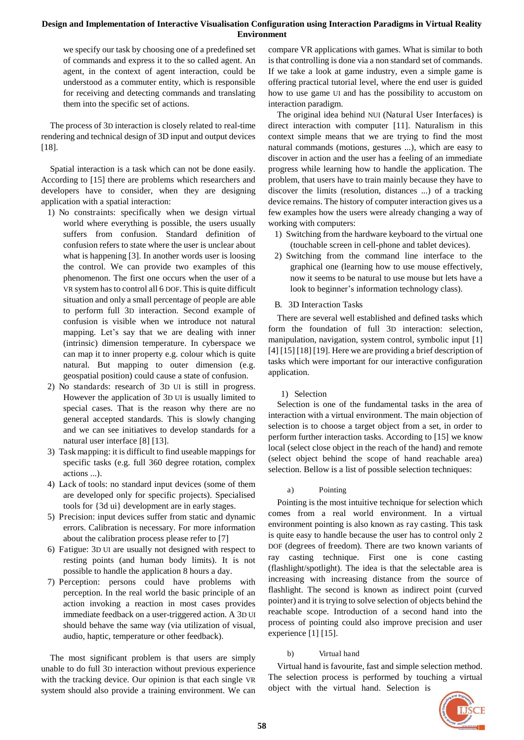we specify our task by choosing one of a predefined set of commands and express it to the so called agent. An agent, in the context of agent interaction, could be understood as a commuter entity, which is responsible for receiving and detecting commands and translating them into the specific set of actions.

The process of 3D interaction is closely related to real-time rendering and technical design of 3D input and output devices [18].

Spatial interaction is a task which can not be done easily. According to [15] there are problems which researchers and developers have to consider, when they are designing application with a spatial interaction:

1) No constraints: specifically when we design virtual world where everything is possible, the users usually suffers from confusion. Standard definition of confusion refers to state where the user is unclear about what is happening [3]. In another words user is loosing the control. We can provide two examples of this phenomenon. The first one occurs when the user of a VR system has to control all 6 DOF. This is quite difficult situation and only a small percentage of people are able to perform full 3D interaction. Second example of confusion is visible when we introduce not natural mapping. Let's say that we are dealing with inner (intrinsic) dimension temperature. In cyberspace we can map it to inner property e.g. colour which is quite natural. But mapping to outer dimension (e.g. geospatial position) could cause a state of confusion.
2) No standards: research of 3D UI is still in progress. However the application of 3D UI is usually limited to special cases. That is the reason why there are no general accepted standards. This is slowly changing and we can see initiatives to develop standards for a natural user interface [8] [13].
3) Task mapping: it is difficult to find useable mappings for specific tasks (e.g. full 360 degree rotation, complex actions ...).
4) Lack of tools: no standard input devices (some of them are developed only for specific projects). Specialised tools for {3d ui} development are in early stages.
5) Precision: input devices suffer from static and dynamic errors. Calibration is necessary. For more information about the calibration process please refer to [7]
6) Fatigue: 3D UI are usually not designed with respect to resting points (and human body limits). It is not possible to handle the application 8 hours a day.
7) Perception: persons could have problems with perception. In the real world the basic principle of an action invoking a reaction in most cases provides immediate feedback on a user-triggered action. A 3D UI should behave the same way (via utilization of visual, audio, haptic, temperature or other feedback).

The most significant problem is that users are simply unable to do full 3D interaction without previous experience with the tracking device. Our opinion is that each single VR system should also provide a training environment. We can compare VR applications with games. What is similar to both is that controlling is done via a non standard set of commands. If we take a look at game industry, even a simple game is offering practical tutorial level, where the end user is guided how to use game UI and has the possibility to accustom on interaction paradigm.

The original idea behind NUI (Natural User Interfaces) is direct interaction with computer [11]. Naturalism in this context simple means that we are trying to find the most natural commands (motions, gestures ...), which are easy to discover in action and the user has a feeling of an immediate progress while learning how to handle the application. The problem, that users have to train mainly because they have to discover the limits (resolution, distances ...) of a tracking device remains. The history of computer interaction gives us a few examples how the users were already changing a way of working with computers:

1) Switching from the hardware keyboard to the virtual one (touchable screen in cell-phone and tablet devices).
2) Switching from the command line interface to the graphical one (learning how to use mouse effectively, now it seems to be natural to use mouse but lets have a look to beginner's information technology class).

## B. 3D Interaction Tasks

There are several well established and defined tasks which form the foundation of full 3D interaction: selection, manipulation, navigation, system control, symbolic input [1] [4] [15] [18] [19]. Here we are providing a brief description of tasks which were important for our interactive configuration application.

### 1) Selection

Selection is one of the fundamental tasks in the area of interaction with a virtual environment. The main objection of selection is to choose a target object from a set, in order to perform further interaction tasks. According to [15] we know local (select close object in the reach of the hand) and remote (select object behind the scope of hand reachable area) selection. Bellow is a list of possible selection techniques:

#### a) Pointing

Pointing is the most intuitive technique for selection which comes from a real world environment. In a virtual environment pointing is also known as ray casting. This task is quite easy to handle because the user has to control only 2 DOF (degrees of freedom). There are two known variants of ray casting technique. First one is cone casting (flashlight/spotlight). The idea is that the selectable area is increasing with increasing distance from the source of flashlight. The second is known as indirect point (curved pointer) and it is trying to solve selection of objects behind the reachable scope. Introduction of a second hand into the process of pointing could also improve precision and user experience [1] [15].

#### b) Virtual hand

Virtual hand is favourite, fast and simple selection method. The selection process is performed by touching a virtual object with the virtual hand. Selection is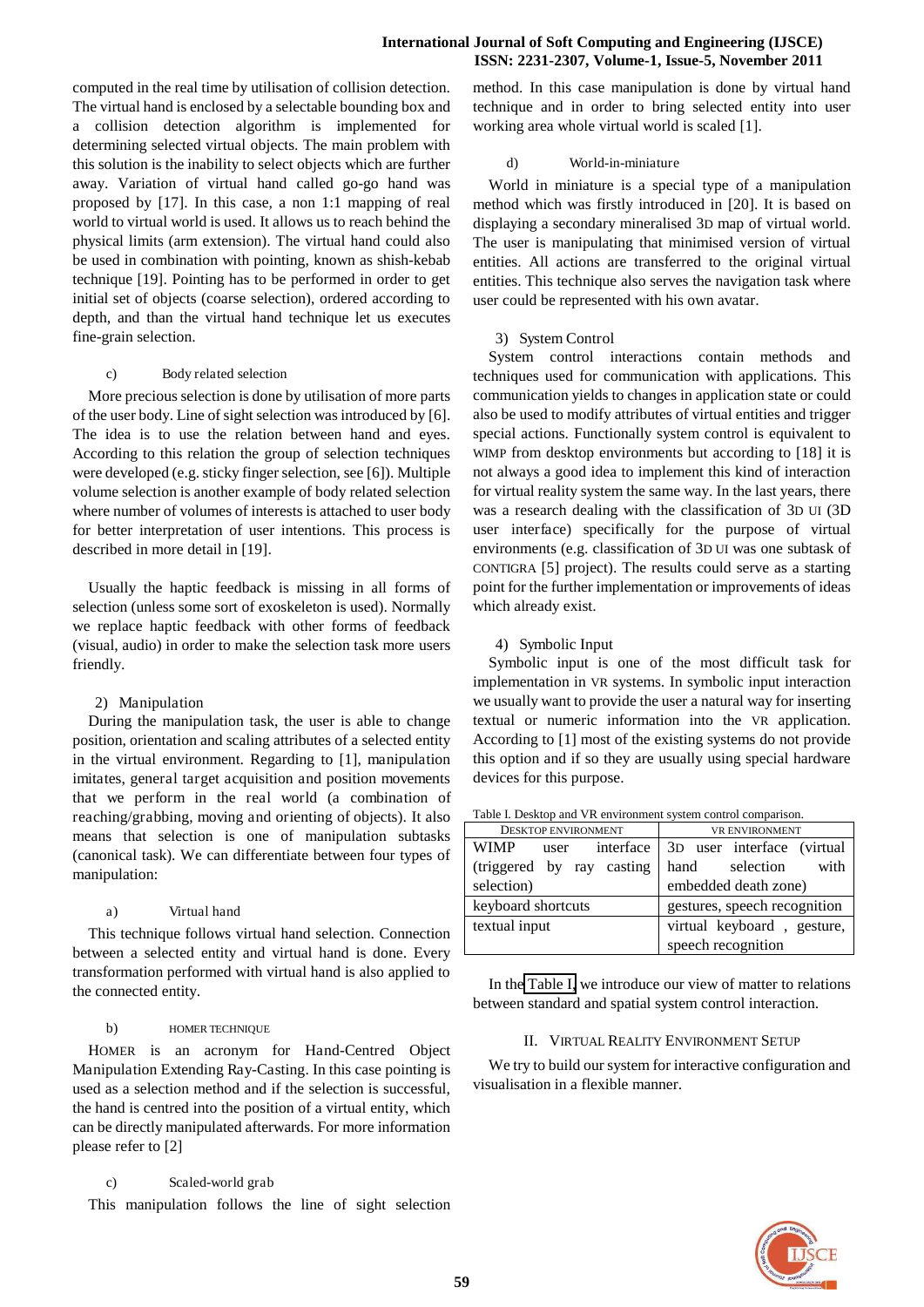computed in the real time by utilisation of collision detection. The virtual hand is enclosed by a selectable bounding box and a collision detection algorithm is implemented for determining selected virtual objects. The main problem with this solution is the inability to select objects which are further away. Variation of virtual hand called go-go hand was proposed by [17]. In this case, a non 1:1 mapping of real world to virtual world is used. It allows us to reach behind the physical limits (arm extension). The virtual hand could also be used in combination with pointing, known as shish-kebab technique [19]. Pointing has to be performed in order to get initial set of objects (coarse selection), ordered according to depth, and than the virtual hand technique let us executes fine-grain selection.

c) Body related selection

More precious selection is done by utilisation of more parts of the user body. Line of sight selection was introduced by [6]. The idea is to use the relation between hand and eyes. According to this relation the group of selection techniques were developed (e.g. sticky finger selection, see [6]). Multiple volume selection is another example of body related selection where number of volumes of interests is attached to user body for better interpretation of user intentions. This process is described in more detail in [19].

Usually the haptic feedback is missing in all forms of selection (unless some sort of exoskeleton is used). Normally we replace haptic feedback with other forms of feedback (visual, audio) in order to make the selection task more users friendly.

2) Manipulation

During the manipulation task, the user is able to change position, orientation and scaling attributes of a selected entity in the virtual environment. Regarding to [1], manipulation imitates, general target acquisition and position movements that we perform in the real world (a combination of reaching/grabbing, moving and orienting of objects). It also means that selection is one of manipulation subtasks (canonical task). We can differentiate between four types of manipulation:

a) Virtual hand

This technique follows virtual hand selection. Connection between a selected entity and virtual hand is done. Every transformation performed with virtual hand is also applied to the connected entity.

b) HOMER TECHNIQUE

HOMER is an acronym for Hand-Centred Object Manipulation Extending Ray-Casting. In this case pointing is used as a selection method and if the selection is successful, the hand is centred into the position of a virtual entity, which can be directly manipulated afterwards. For more information please refer to [2]

c) Scaled-world grab

This manipulation follows the line of sight selection method. In this case manipulation is done by virtual hand technique and in order to bring selected entity into user working area whole virtual world is scaled [1].

d) World-in-miniature

World in miniature is a special type of a manipulation method which was firstly introduced in [20]. It is based on displaying a secondary mineralised 3D map of virtual world. The user is manipulating that minimised version of virtual entities. All actions are transferred to the original virtual entities. This technique also serves the navigation task where user could be represented with his own avatar.

3) System Control

System control interactions contain methods and techniques used for communication with applications. This communication yields to changes in application state or could also be used to modify attributes of virtual entities and trigger special actions. Functionally system control is equivalent to WIMP from desktop environments but according to [18] it is not always a good idea to implement this kind of interaction for virtual reality system the same way. In the last years, there was a research dealing with the classification of 3D UI (3D user interface) specifically for the purpose of virtual environments (e.g. classification of 3D UI was one subtask of CONTIGRA [5] project). The results could serve as a starting point for the further implementation or improvements of ideas which already exist.

4) Symbolic Input

Symbolic input is one of the most difficult task for implementation in VR systems. In symbolic input interaction we usually want to provide the user a natural way for inserting textual or numeric information into the VR application. According to [1] most of the existing systems do not provide this option and if so they are usually using special hardware devices for this purpose.

Table I. Desktop and VR environment system control comparison.

| DESKTOP ENVIRONMENT | VR ENVIRONMENT |
|---|---|
| WIMP user interface (triggered by ray casting selection) | 3D user interface (virtual hand selection with embedded death zone) |
| keyboard shortcuts | gestures, speech recognition |
| textual input | virtual keyboard , gesture, speech recognition |

In the Table I, we introduce our view of matter to relations between standard and spatial system control interaction.

## II. VIRTUAL REALITY ENVIRONMENT SETUP

We try to build our system for interactive configuration and visualisation in a flexible manner.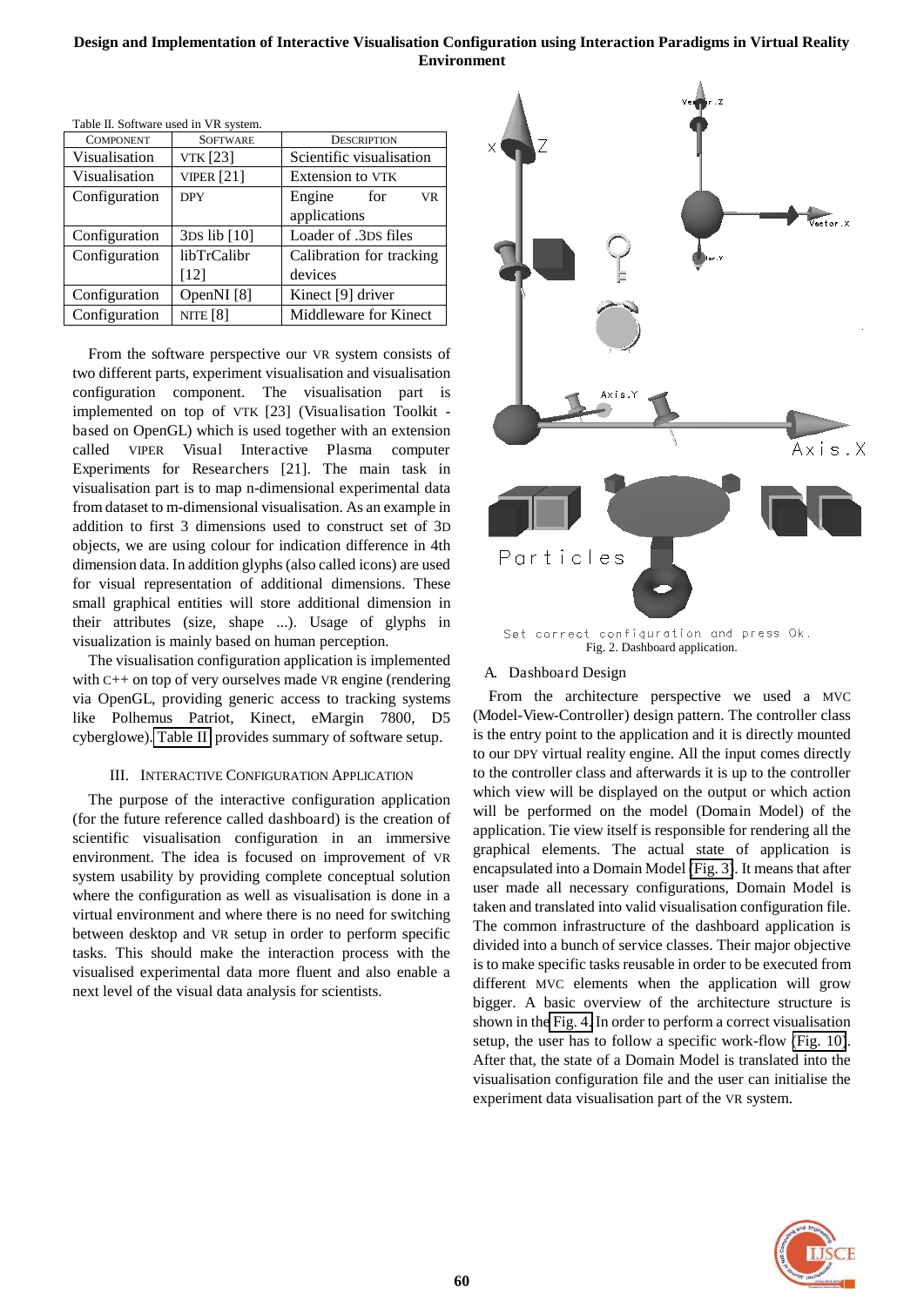Table II. Software used in VR system.

| COMPONENT | SOFTWARE | DESCRIPTION |
| --- | --- | --- |
| Visualisation | VTK [23] | Scientific visualisation |
| Visualisation | VIPER [21] | Extension to VTK |
| Configuration | DPY | Engine for VR applications |
| Configuration | 3DS lib [10] | Loader of .3DS files |
| Configuration | libTrCalibr [12] | Calibration for tracking devices |
| Configuration | OpenNI [8] | Kinect [9] driver |
| Configuration | NITE [8] | Middleware for Kinect |

From the software perspective our VR system consists of two different parts, experiment visualisation and visualisation configuration component. The visualisation part is implemented on top of VTK [23] (Visualisation Toolkit - based on OpenGL) which is used together with an extension called VIPER Visual Interactive Plasma computer Experiments for Researchers [21]. The main task in visualisation part is to map n-dimensional experimental data from dataset to m-dimensional visualisation. As an example in addition to first 3 dimensions used to construct set of 3D objects, we are using colour for indication difference in 4th dimension data. In addition glyphs (also called icons) are used for visual representation of additional dimensions. These small graphical entities will store additional dimension in their attributes (size, shape ...). Usage of glyphs in visualization is mainly based on human perception.

The visualisation configuration application is implemented with C++ on top of very ourselves made VR engine (rendering via OpenGL, providing generic access to tracking systems like Polhemus Patriot, Kinect, eMargin 7800, D5 cyberglowe). Table II provides summary of software setup.

## III. INTERACTIVE CONFIGURATION APPLICATION

The purpose of the interactive configuration application (for the future reference called dashboard) is the creation of scientific visualisation configuration in an immersive environment. The idea is focused on improvement of VR system usability by providing complete conceptual solution where the configuration as well as visualisation is done in a virtual environment and where there is no need for switching between desktop and VR setup in order to perform specific tasks. This should make the interaction process with the visualised experimental data more fluent and also enable a next level of the visual data analysis for scientists.

Set correct configuration and press Ok.

Fig. 2. Dashboard application.

### A. Dashboard Design

From the architecture perspective we used a MVC (Model-View-Controller) design pattern. The controller class is the entry point to the application and it is directly mounted to our DPY virtual reality engine. All the input comes directly to the controller class and afterwards it is up to the controller which view will be displayed on the output or which action will be performed on the model (Domain Model) of the application. Tie view itself is responsible for rendering all the graphical elements. The actual state of application is encapsulated into a Domain Model [Fig. 3]. It means that after user made all necessary configurations, Domain Model is taken and translated into valid visualisation configuration file. The common infrastructure of the dashboard application is divided into a bunch of service classes. Their major objective is to make specific tasks reusable in order to be executed from different MVC elements when the application will grow bigger. A basic overview of the architecture structure is shown in the Fig. 4. In order to perform a correct visualisation setup, the user has to follow a specific work-flow [Fig. 10]. After that, the state of a Domain Model is translated into the visualisation configuration file and the user can initialise the experiment data visualisation part of the VR system.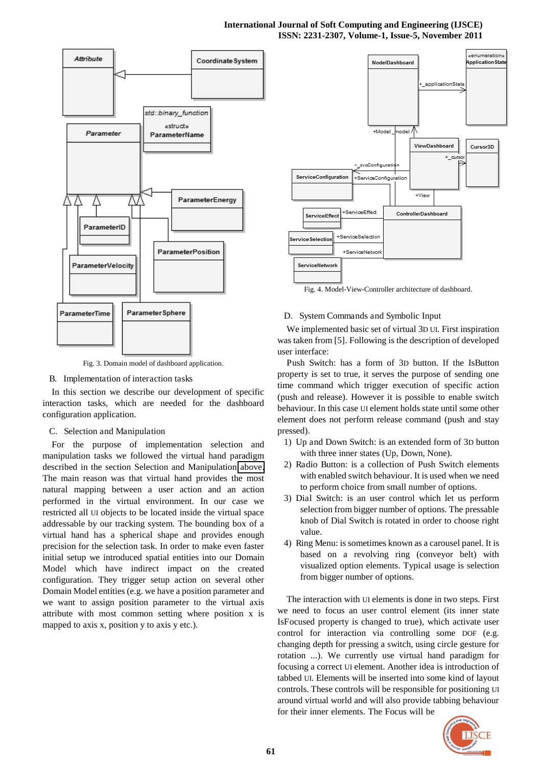Fig. 3. Domain model of dashboard application.

B. Implementation of interaction tasks

In this section we describe our development of specific interaction tasks, which are needed for the dashboard configuration application.

C. Selection and Manipulation

For the purpose of implementation selection and manipulation tasks we followed the virtual hand paradigm described in the section Selection and Manipulation above. The main reason was that virtual hand provides the most natural mapping between a user action and an action performed in the virtual environment. In our case we restricted all UI objects to be located inside the virtual space addressable by our tracking system. The bounding box of a virtual hand has a spherical shape and provides enough precision for the selection task. In order to make even faster initial setup we introduced spatial entities into our Domain Model which have indirect impact on the created configuration. They trigger setup action on several other Domain Model entities (e.g. we have a position parameter and we want to assign position parameter to the virtual axis attribute with most common setting where position x is mapped to axis x, position y to axis y etc.).

Fig. 4. Model-View-Controller architecture of dashboard.

D. System Commands and Symbolic Input

We implemented basic set of virtual 3D UI. First inspiration was taken from [5]. Following is the description of developed user interface:

Push Switch: has a form of 3D button. If the IsButton property is set to true, it serves the purpose of sending one time command which trigger execution of specific action (push and release). However it is possible to enable switch behaviour. In this case UI element holds state until some other element does not perform release command (push and stay pressed).

1) Up and Down Switch: is an extended form of 3D button with three inner states (Up, Down, None).
2) Radio Button: is a collection of Push Switch elements with enabled switch behaviour. It is used when we need to perform choice from small number of options.
3) Dial Switch: is an user control which let us perform selection from bigger number of options. The pressable knob of Dial Switch is rotated in order to choose right value.
4) Ring Menu: is sometimes known as a carousel panel. It is based on a revolving ring (conveyor belt) with visualized option elements. Typical usage is selection from bigger number of options.

The interaction with UI elements is done in two steps. First we need to focus an user control element (its inner state IsFocused property is changed to true), which activate user control for interaction via controlling some DOF (e.g. changing depth for pressing a switch, using circle gesture for rotation ...). We currently use virtual hand paradigm for focusing a correct UI element. Another idea is introduction of tabbed UI. Elements will be inserted into some kind of layout controls. These controls will be responsible for positioning UI around virtual world and will also provide tabbing behaviour for their inner elements. The Focus will be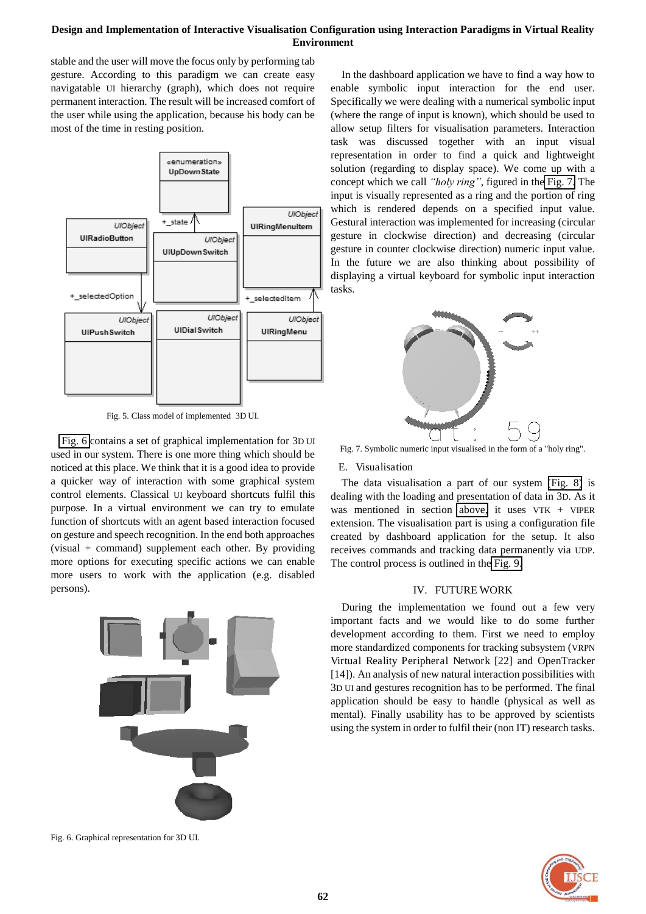stable and the user will move the focus only by performing tab gesture. According to this paradigm we can create easy navigatable UI hierarchy (graph), which does not require permanent interaction. The result will be increased comfort of the user while using the application, because his body can be most of the time in resting position.

Fig. 5. Class model of implemented 3D UI.

Fig. 6 contains a set of graphical implementation for 3D UI used in our system. There is one more thing which should be noticed at this place. We think that it is a good idea to provide a quicker way of interaction with some graphical system control elements. Classical UI keyboard shortcuts fulfil this purpose. In a virtual environment we can try to emulate function of shortcuts with an agent based interaction focused on gesture and speech recognition. In the end both approaches (visual + command) supplement each other. By providing more options for executing specific actions we can enable more users to work with the application (e.g. disabled persons).

Fig. 6. Graphical representation for 3D UI.

In the dashboard application we have to find a way how to enable symbolic input interaction for the end user. Specifically we were dealing with a numerical symbolic input (where the range of input is known), which should be used to allow setup filters for visualisation parameters. Interaction task was discussed together with an input visual representation in order to find a quick and lightweight solution (regarding to display space). We come up with a concept which we call *"holy ring"*, figured in the Fig. 7. The input is visually represented as a ring and the portion of ring which is rendered depends on a specified input value. Gestural interaction was implemented for increasing (circular gesture in clockwise direction) and decreasing (circular gesture in counter clockwise direction) numeric input value. In the future we are also thinking about possibility of displaying a virtual keyboard for symbolic input interaction tasks.

Fig. 7. Symbolic numeric input visualised in the form of a "holy ring".

### E. Visualisation

The data visualisation a part of our system (Fig. 8) is dealing with the loading and presentation of data in 3D. As it was mentioned in section above, it uses VTK + VIPER extension. The visualisation part is using a configuration file created by dashboard application for the setup. It also receives commands and tracking data permanently via UDP. The control process is outlined in the Fig. 9.

## IV. FUTURE WORK

During the implementation we found out a few very important facts and we would like to do some further development according to them. First we need to employ more standardized components for tracking subsystem (VRPN Virtual Reality Peripheral Network [22] and OpenTracker [14]). An analysis of new natural interaction possibilities with 3D UI and gestures recognition has to be performed. The final application should be easy to handle (physical as well as mental). Finally usability has to be approved by scientists using the system in order to fulfil their (non IT) research tasks.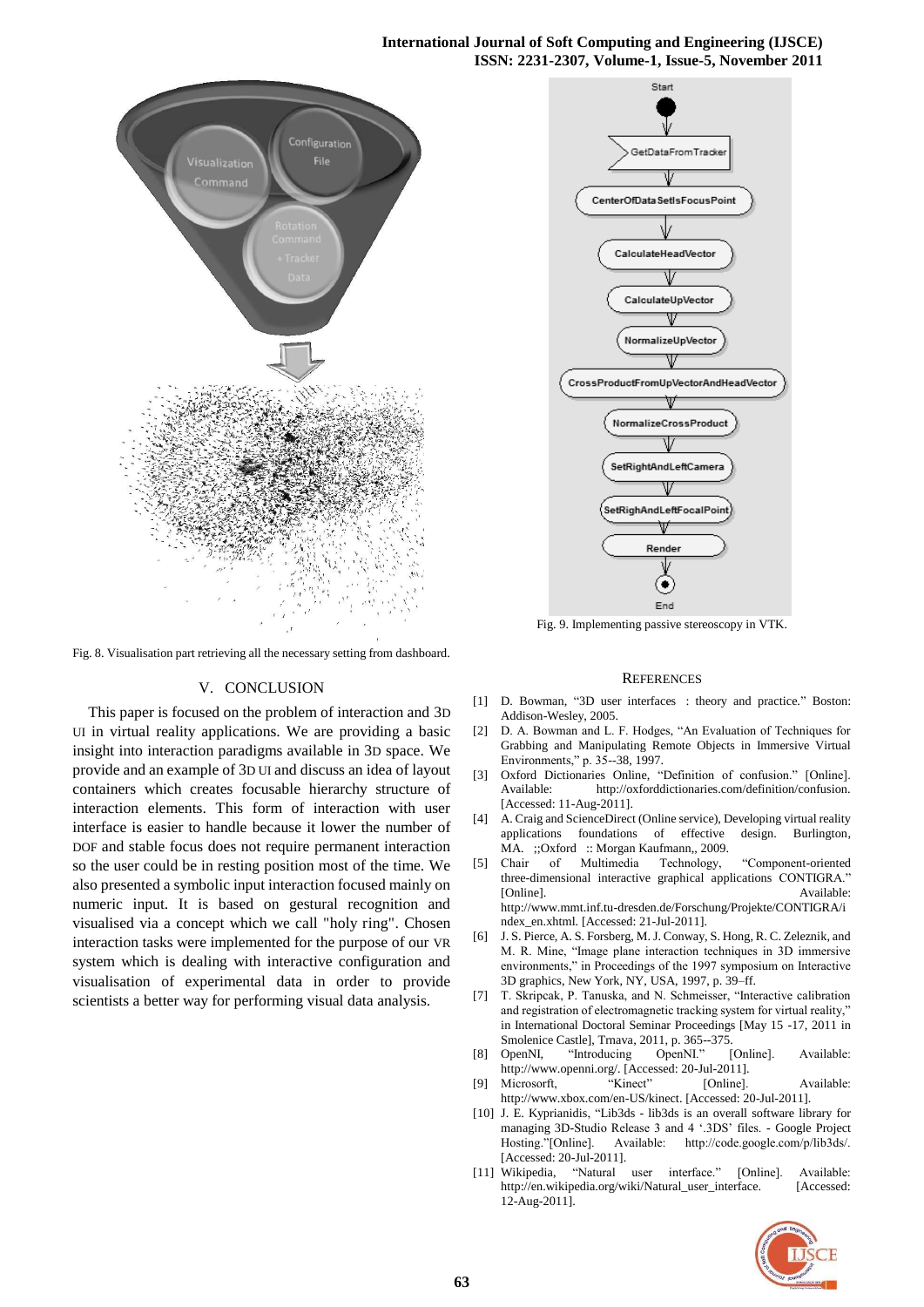Fig. 8. Visualisation part retrieving all the necessary setting from dashboard.

Fig. 9. Implementing passive stereoscopy in VTK.

## V. CONCLUSION

This paper is focused on the problem of interaction and 3D UI in virtual reality applications. We are providing a basic insight into interaction paradigms available in 3D space. We provide and an example of 3D UI and discuss an idea of layout containers which creates focusable hierarchy structure of interaction elements. This form of interaction with user interface is easier to handle because it lower the number of DOF and stable focus does not require permanent interaction so the user could be in resting position most of the time. We also presented a symbolic input interaction focused mainly on numeric input. It is based on gestural recognition and visualised via a concept which we call "holy ring". Chosen interaction tasks were implemented for the purpose of our VR system which is dealing with interactive configuration and visualisation of experimental data in order to provide scientists a better way for performing visual data analysis.

## REFERENCES

[1] D. Bowman, "3D user interfaces : theory and practice." Boston: Addison-Wesley, 2005.

[2] D. A. Bowman and L. F. Hodges, "An Evaluation of Techniques for Grabbing and Manipulating Remote Objects in Immersive Virtual Environments," p. 35--38, 1997.

[3] Oxford Dictionaries Online, "Definition of confusion." [Online]. Available: http://oxforddictionaries.com/definition/confusion. [Accessed: 11-Aug-2011].

[4] A. Craig and ScienceDirect (Online service), Developing virtual reality applications foundations of effective design. Burlington, MA. ;;Oxford :: Morgan Kaufmann,, 2009.

[5] Chair of Multimedia Technology, "Component-oriented three-dimensional interactive graphical applications CONTIGRA." [Online]. Available: http://www.mmt.inf.tu-dresden.de/Forschung/Projekte/CONTIGRA/index_en.xhtml. [Accessed: 21-Jul-2011].

[6] J. S. Pierce, A. S. Forsberg, M. J. Conway, S. Hong, R. C. Zeleznik, and M. R. Mine, "Image plane interaction techniques in 3D immersive environments," in Proceedings of the 1997 symposium on Interactive 3D graphics, New York, NY, USA, 1997, p. 39–ff.

[7] T. Skripcak, P. Tanuska, and N. Schmeisser, "Interactive calibration and registration of electromagnetic tracking system for virtual reality," in International Doctoral Seminar Proceedings [May 15 -17, 2011 in Smolenice Castle], Trnava, 2011, p. 365--375.

[8] OpenNI, "Introducing OpenNI." [Online]. Available: http://www.openni.org/. [Accessed: 20-Jul-2011].

[9] Microsorft, "Kinect" [Online]. Available: http://www.xbox.com/en-US/kinect. [Accessed: 20-Jul-2011].

[10] J. E. Kyprianidis, "Lib3ds - lib3ds is an overall software library for managing 3D-Studio Release 3 and 4 '.3DS' files. - Google Project Hosting."[Online]. Available: http://code.google.com/p/lib3ds/. [Accessed: 20-Jul-2011].

[11] Wikipedia, "Natural user interface." [Online]. Available: http://en.wikipedia.org/wiki/Natural_user_interface. [Accessed: 12-Aug-2011].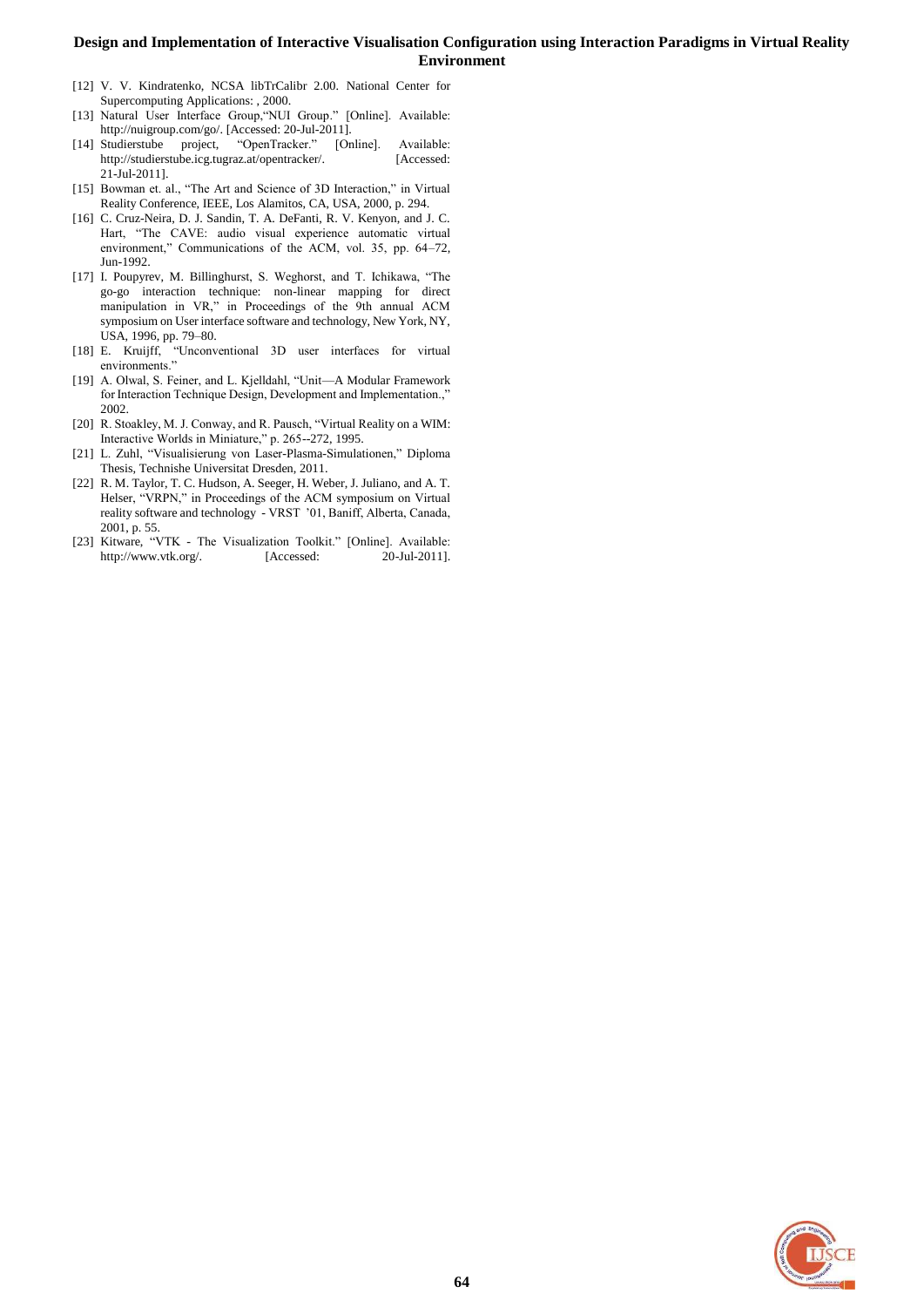[12] V. V. Kindratenko, NCSA libTrCalibr 2.00. National Center for Supercomputing Applications: , 2000.

[13] Natural User Interface Group,"NUI Group." [Online]. Available: http://nuigroup.com/go/. [Accessed: 20-Jul-2011].

[14] Studierstube project, "OpenTracker." [Online]. Available: http://studierstube.icg.tugraz.at/opentracker/. [Accessed: 21-Jul-2011].

[15] Bowman et. al., "The Art and Science of 3D Interaction," in Virtual Reality Conference, IEEE, Los Alamitos, CA, USA, 2000, p. 294.

[16] C. Cruz-Neira, D. J. Sandin, T. A. DeFanti, R. V. Kenyon, and J. C. Hart, "The CAVE: audio visual experience automatic virtual environment," Communications of the ACM, vol. 35, pp. 64–72, Jun-1992.

[17] I. Poupyrev, M. Billinghurst, S. Weghorst, and T. Ichikawa, "The go-go interaction technique: non-linear mapping for direct manipulation in VR," in Proceedings of the 9th annual ACM symposium on User interface software and technology, New York, NY, USA, 1996, pp. 79–80.

[18] E. Kruijff, "Unconventional 3D user interfaces for virtual environments."

[19] A. Olwal, S. Feiner, and L. Kjelldahl, "Unit—A Modular Framework for Interaction Technique Design, Development and Implementation.," 2002.

[20] R. Stoakley, M. J. Conway, and R. Pausch, "Virtual Reality on a WIM: Interactive Worlds in Miniature," p. 265--272, 1995.

[21] L. Zuhl, "Visualisierung von Laser-Plasma-Simulationen," Diploma Thesis, Technishe Universitat Dresden, 2011.

[22] R. M. Taylor, T. C. Hudson, A. Seeger, H. Weber, J. Juliano, and A. T. Helser, "VRPN," in Proceedings of the ACM symposium on Virtual reality software and technology - VRST '01, Baniff, Alberta, Canada, 2001, p. 55.

[23] Kitware, "VTK - The Visualization Toolkit." [Online]. Available: http://www.vtk.org/. [Accessed: 20-Jul-2011].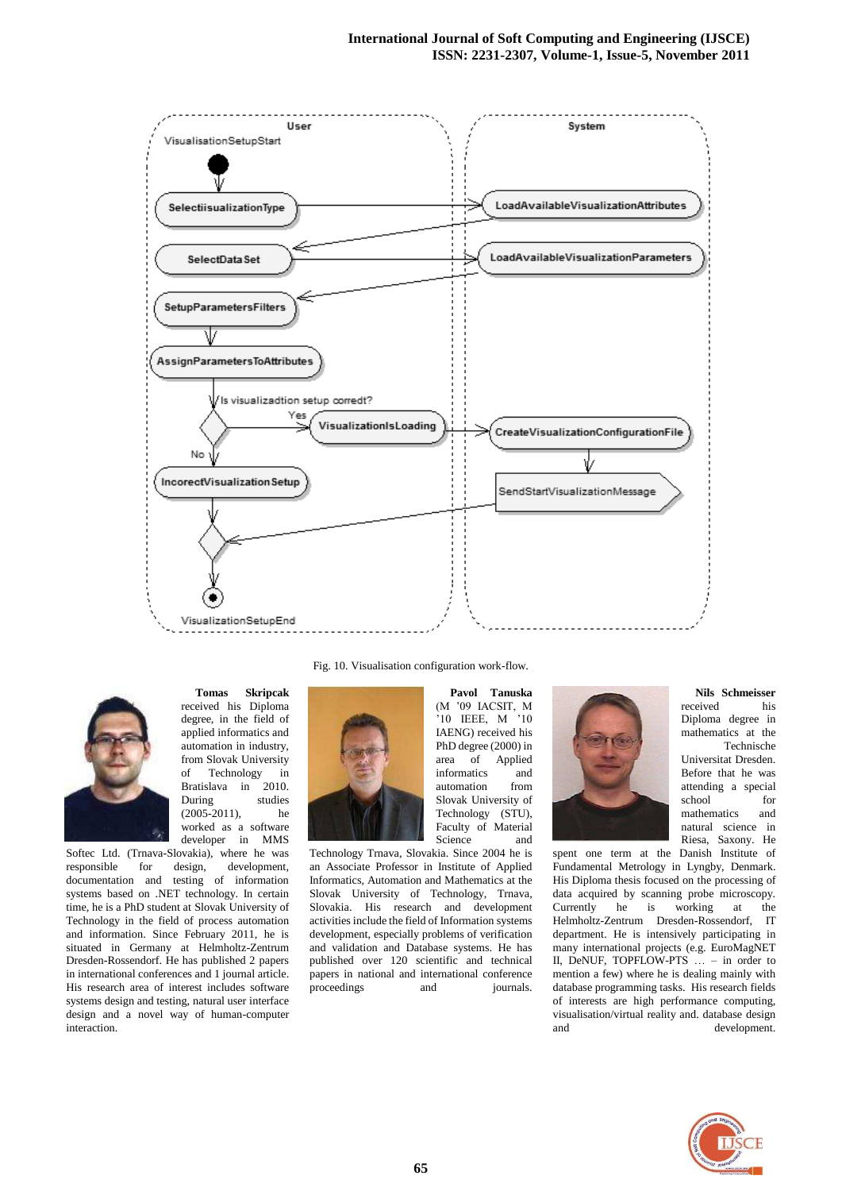User

VisualisationSetupStart

SelectiisualizationType

SelectData Set

SetupParametersFilters

AssignParametersToAttributes

Is visualizadtion setup corredt?

Yes

No

VisualizationIsLoading

IncorectVisualizationSetup

VisualizationSetupEnd

System

LoadAvailableVisualizationAttributes

LoadAvailableVisualizationParameters

CreateVisualizationConfigurationFile

SendStartVisualizationMessage

Fig. 10. Visualisation configuration work-flow.

**Tomas Skripcak** received his Diploma degree, in the field of applied informatics and automation in industry, from Slovak University of Technology in Bratislava in 2010. During studies (2005-2011), he worked as a software developer in MMS Softec Ltd. (Trnava-Slovakia), where he was responsible for design, development, documentation and testing of information systems based on .NET technology. In certain time, he is a PhD student at Slovak University of Technology in the field of process automation and information. Since February 2011, he is situated in Germany at Helmholtz-Zentrum Dresden-Rossendorf. He has published 2 papers in international conferences and 1 journal article. His research area of interest includes software systems design and testing, natural user interface design and a novel way of human-computer interaction.

**Pavol Tanuska** (M '09 IACSIT, M '10 IEEE, M '10 IAENG) received his PhD degree (2000) in area of Applied informatics and automation from Slovak University of Technology (STU), Faculty of Material Science and Technology Trnava, Slovakia. Since 2004 he is an Associate Professor in Institute of Applied Informatics, Automation and Mathematics at the Slovak University of Technology, Trnava, Slovakia. His research and development activities include the field of Information systems development, especially problems of verification and validation and Database systems. He has published over 120 scientific and technical papers in national and international conference proceedings and journals.

**Nils Schmeisser** received his Diploma degree in mathematics at the Technische Universitat Dresden. Before that he was attending a special school for mathematics and natural science in Riesa, Saxony. He spent one term at the Danish Institute of Fundamental Metrology in Lyngby, Denmark. His Diploma thesis focused on the processing of data acquired by scanning probe microscopy. Currently he is working at the Helmholtz-Zentrum Dresden-Rossendorf, IT department. He is intensively participating in many international projects (e.g. EuroMagNET II, DeNUF, TOPFLOW-PTS … – in order to mention a few) where he is dealing mainly with database programming tasks. His research fields of interests are high performance computing, visualisation/virtual reality and. database design and development.